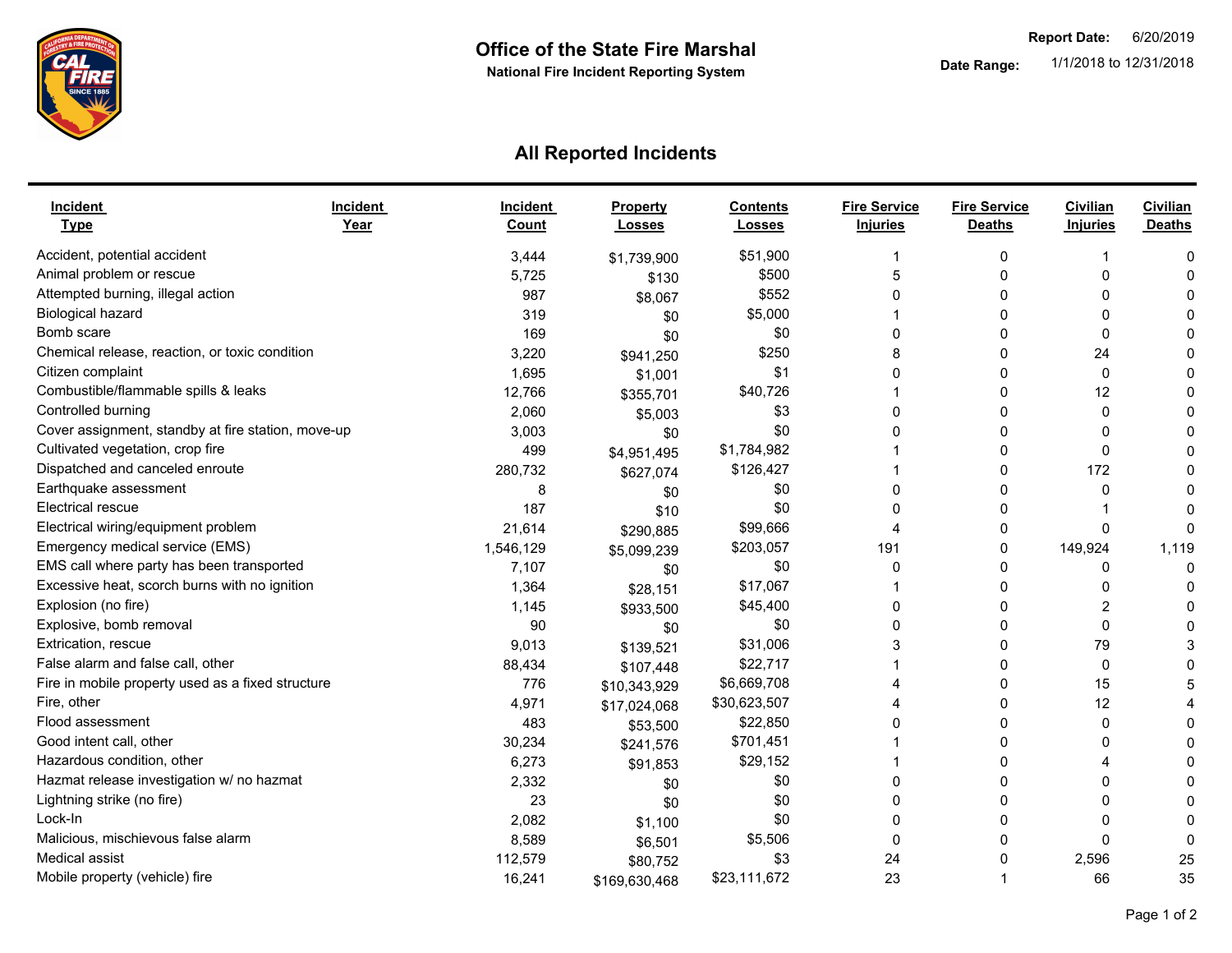# Office of the State Fire Marshal

**National Fire Incident Reporting System**

**Report Date:** 6/20/2019

**Date Range:** 1/1/2018 to 12/31/2018

## All Reported Incidents

| Incident Type | Incident Year | Incident Count | Property Losses | Contents Losses | Fire Service Injuries | Fire Service Deaths | Civilian Injuries | Civilian Deaths |
|---|---|---|---|---|---|---|---|---|
| Accident, potential accident | | 3,444 | $1,739,900 | $51,900 | 1 | 0 | 1 | 0 |
| Animal problem or rescue | | 5,725 | $130 | $500 | 5 | 0 | 0 | 0 |
| Attempted burning, illegal action | | 987 | $8,067 | $552 | 0 | 0 | 0 | 0 |
| Biological hazard | | 319 | $0 | $5,000 | 1 | 0 | 0 | 0 |
| Bomb scare | | 169 | $0 | $0 | 0 | 0 | 0 | 0 |
| Chemical release, reaction, or toxic condition | | 3,220 | $941,250 | $250 | 8 | 0 | 24 | 0 |
| Citizen complaint | | 1,695 | $1,001 | $1 | 0 | 0 | 0 | 0 |
| Combustible/flammable spills & leaks | | 12,766 | $355,701 | $40,726 | 1 | 0 | 12 | 0 |
| Controlled burning | | 2,060 | $5,003 | $3 | 0 | 0 | 0 | 0 |
| Cover assignment, standby at fire station, move-up | | 3,003 | $0 | $0 | 0 | 0 | 0 | 0 |
| Cultivated vegetation, crop fire | | 499 | $4,951,495 | $1,784,982 | 1 | 0 | 0 | 0 |
| Dispatched and canceled enroute | | 280,732 | $627,074 | $126,427 | 1 | 0 | 172 | 0 |
| Earthquake assessment | | 8 | $0 | $0 | 0 | 0 | 0 | 0 |
| Electrical rescue | | 187 | $10 | $0 | 0 | 0 | 1 | 0 |
| Electrical wiring/equipment problem | | 21,614 | $290,885 | $99,666 | 4 | 0 | 0 | 0 |
| Emergency medical service (EMS) | | 1,546,129 | $5,099,239 | $203,057 | 191 | 0 | 149,924 | 1,119 |
| EMS call where party has been transported | | 7,107 | $0 | $0 | 0 | 0 | 0 | 0 |
| Excessive heat, scorch burns with no ignition | | 1,364 | $28,151 | $17,067 | 1 | 0 | 0 | 0 |
| Explosion (no fire) | | 1,145 | $933,500 | $45,400 | 0 | 0 | 2 | 0 |
| Explosive, bomb removal | | 90 | $0 | $0 | 0 | 0 | 0 | 0 |
| Extrication, rescue | | 9,013 | $139,521 | $31,006 | 3 | 0 | 79 | 3 |
| False alarm and false call, other | | 88,434 | $107,448 | $22,717 | 1 | 0 | 0 | 0 |
| Fire in mobile property used as a fixed structure | | 776 | $10,343,929 | $6,669,708 | 4 | 0 | 15 | 5 |
| Fire, other | | 4,971 | $17,024,068 | $30,623,507 | 4 | 0 | 12 | 4 |
| Flood assessment | | 483 | $53,500 | $22,850 | 0 | 0 | 0 | 0 |
| Good intent call, other | | 30,234 | $241,576 | $701,451 | 1 | 0 | 0 | 0 |
| Hazardous condition, other | | 6,273 | $91,853 | $29,152 | 1 | 0 | 4 | 0 |
| Hazmat release investigation w/ no hazmat | | 2,332 | $0 | $0 | 0 | 0 | 0 | 0 |
| Lightning strike (no fire) | | 23 | $0 | $0 | 0 | 0 | 0 | 0 |
| Lock-In | | 2,082 | $1,100 | $0 | 0 | 0 | 0 | 0 |
| Malicious, mischievous false alarm | | 8,589 | $6,501 | $5,506 | 0 | 0 | 0 | 0 |
| Medical assist | | 112,579 | $80,752 | $3 | 24 | 0 | 2,596 | 25 |
| Mobile property (vehicle) fire | | 16,241 | $169,630,468 | $23,111,672 | 23 | 1 | 66 | 35 |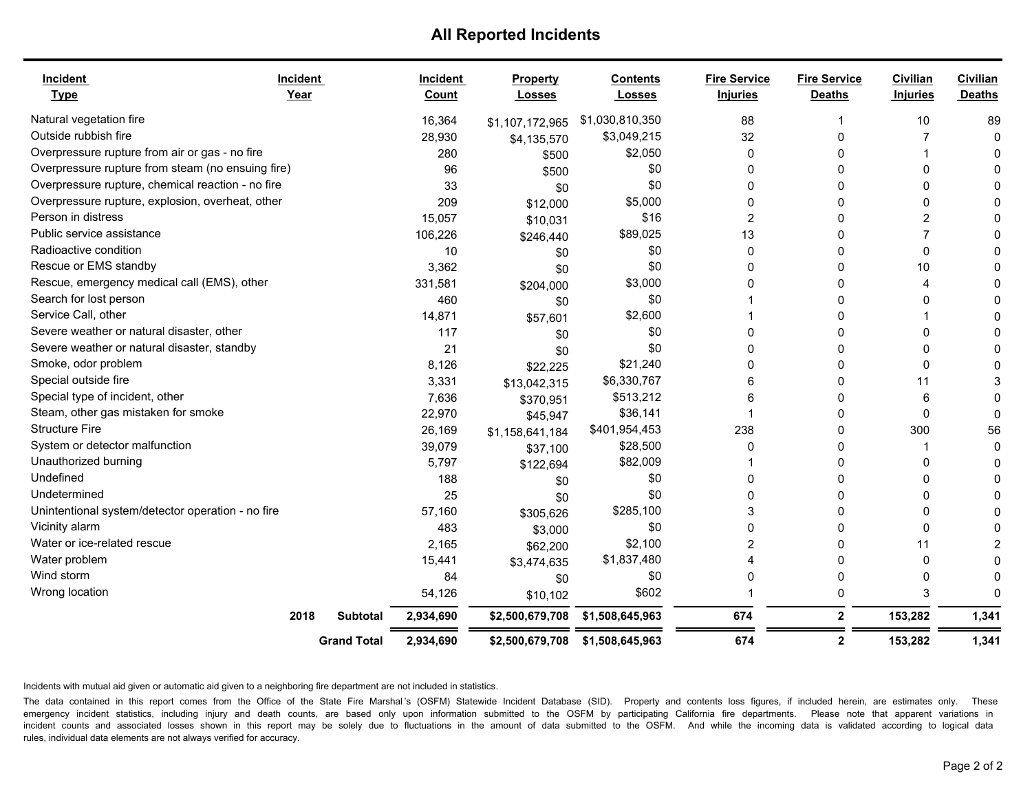# All Reported Incidents

| Incident Type | Incident Year | Incident Count | Property Losses | Contents Losses | Fire Service Injuries | Fire Service Deaths | Civilian Injuries | Civilian Deaths |
|---|---|---|---|---|---|---|---|---|
| Natural vegetation fire | | 16,364 | $1,107,172,965 | $1,030,810,350 | 88 | 1 | 10 | 89 |
| Outside rubbish fire | | 28,930 | $4,135,570 | $3,049,215 | 32 | 0 | 7 | 0 |
| Overpressure rupture from air or gas - no fire | | 280 | $500 | $2,050 | 0 | 0 | 1 | 0 |
| Overpressure rupture from steam (no ensuing fire) | | 96 | $500 | $0 | 0 | 0 | 0 | 0 |
| Overpressure rupture, chemical reaction - no fire | | 33 | $0 | $0 | 0 | 0 | 0 | 0 |
| Overpressure rupture, explosion, overheat, other | | 209 | $12,000 | $5,000 | 0 | 0 | 0 | 0 |
| Person in distress | | 15,057 | $10,031 | $16 | 2 | 0 | 2 | 0 |
| Public service assistance | | 106,226 | $246,440 | $89,025 | 13 | 0 | 7 | 0 |
| Radioactive condition | | 10 | $0 | $0 | 0 | 0 | 0 | 0 |
| Rescue or EMS standby | | 3,362 | $0 | $0 | 0 | 0 | 10 | 0 |
| Rescue, emergency medical call (EMS), other | | 331,581 | $204,000 | $3,000 | 0 | 0 | 4 | 0 |
| Search for lost person | | 460 | $0 | $0 | 1 | 0 | 0 | 0 |
| Service Call, other | | 14,871 | $57,601 | $2,600 | 1 | 0 | 1 | 0 |
| Severe weather or natural disaster, other | | 117 | $0 | $0 | 0 | 0 | 0 | 0 |
| Severe weather or natural disaster, standby | | 21 | $0 | $0 | 0 | 0 | 0 | 0 |
| Smoke, odor problem | | 8,126 | $22,225 | $21,240 | 0 | 0 | 0 | 0 |
| Special outside fire | | 3,331 | $13,042,315 | $6,330,767 | 6 | 0 | 11 | 3 |
| Special type of incident, other | | 7,636 | $370,951 | $513,212 | 6 | 0 | 6 | 0 |
| Steam, other gas mistaken for smoke | | 22,970 | $45,947 | $36,141 | 1 | 0 | 0 | 0 |
| Structure Fire | | 26,169 | $1,158,641,184 | $401,954,453 | 238 | 0 | 300 | 56 |
| System or detector malfunction | | 39,079 | $37,100 | $28,500 | 0 | 0 | 1 | 0 |
| Unauthorized burning | | 5,797 | $122,694 | $82,009 | 1 | 0 | 0 | 0 |
| Undefined | | 188 | $0 | $0 | 0 | 0 | 0 | 0 |
| Undetermined | | 25 | $0 | $0 | 0 | 0 | 0 | 0 |
| Unintentional system/detector operation - no fire | | 57,160 | $305,626 | $285,100 | 3 | 0 | 0 | 0 |
| Vicinity alarm | | 483 | $3,000 | $0 | 0 | 0 | 0 | 0 |
| Water or ice-related rescue | | 2,165 | $62,200 | $2,100 | 2 | 0 | 11 | 2 |
| Water problem | | 15,441 | $3,474,635 | $1,837,480 | 4 | 0 | 0 | 0 |
| Wind storm | | 84 | $0 | $0 | 0 | 0 | 0 | 0 |
| Wrong location | | 54,126 | $10,102 | $602 | 1 | 0 | 3 | 0 |
| | **2018 Subtotal** | **2,934,690** | **$2,500,679,708** | **$1,508,645,963** | **674** | **2** | **153,282** | **1,341** |
| | **Grand Total** | **2,934,690** | **$2,500,679,708** | **$1,508,645,963** | **674** | **2** | **153,282** | **1,341** |

Incidents with mutual aid given or automatic aid given to a neighboring fire department are not included in statistics.

The data contained in this report comes from the Office of the State Fire Marshal's (OSFM) Statewide Incident Database (SID). Property and contents loss figures, if included herein, are estimates only. These emergency incident statistics, including injury and death counts, are based only upon information submitted to the OSFM by participating California fire departments. Please note that apparent variations in incident counts and associated losses shown in this report may be solely due to fluctuations in the amount of data submitted to the OSFM. And while the incoming data is validated according to logical data rules, individual data elements are not always verified for accuracy.